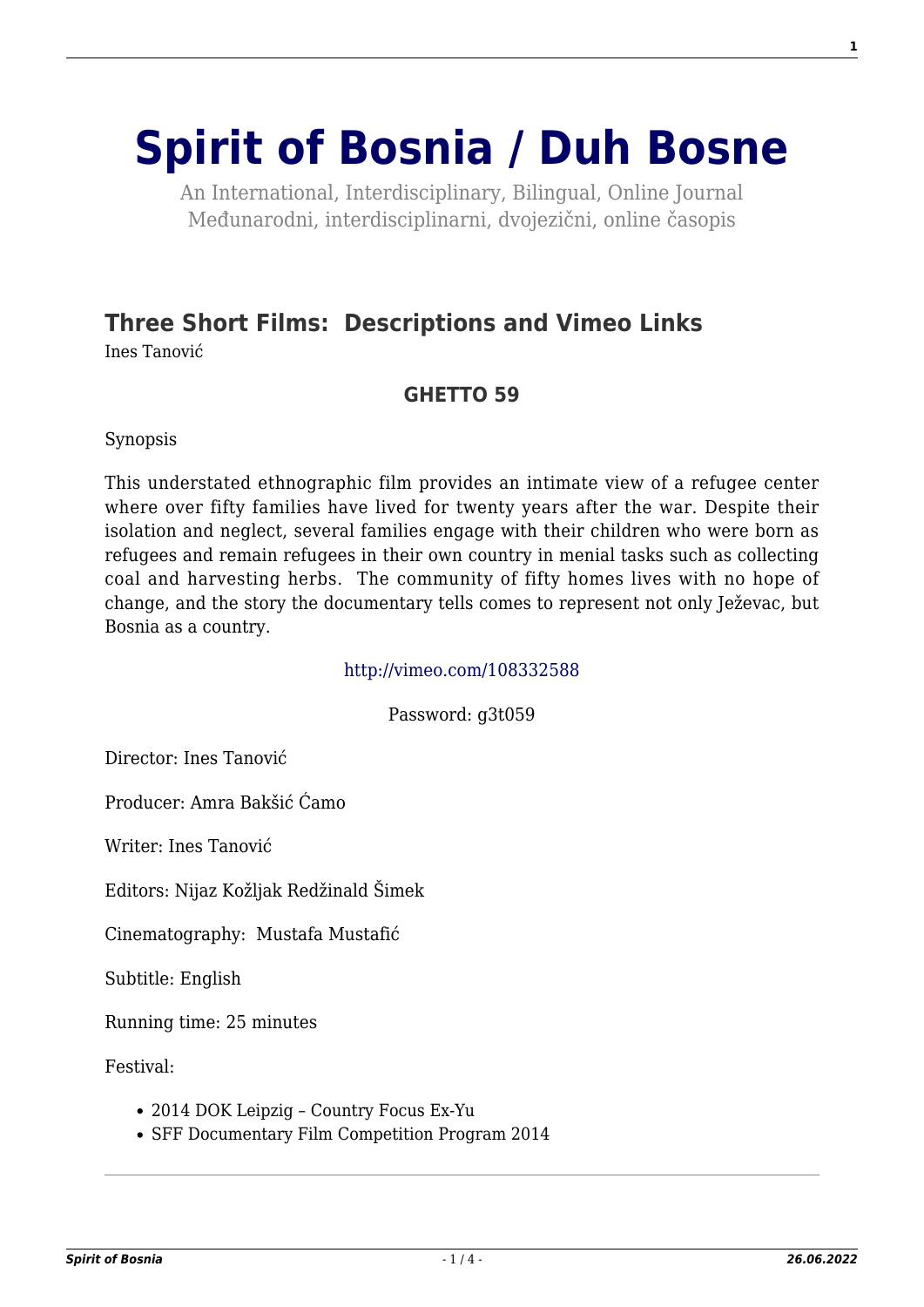# Spirit of Bosnia / Duh Bosne

An International, Interdisciplinary, Bilingual, Online Journal
Međunarodni, interdisciplinarni, dvojezični, online časopis

## Three Short Films: Descriptions and Vimeo Links

Ines Tanović

### GHETTO 59

Synopsis

This understated ethnographic film provides an intimate view of a refugee center where over fifty families have lived for twenty years after the war. Despite their isolation and neglect, several families engage with their children who were born as refugees and remain refugees in their own country in menial tasks such as collecting coal and harvesting herbs. The community of fifty homes lives with no hope of change, and the story the documentary tells comes to represent not only Ježevac, but Bosnia as a country.

http://vimeo.com/108332588

Password: g3t059

Director: Ines Tanović

Producer: Amra Bakšić Ćamo

Writer: Ines Tanović

Editors: Nijaz Kožljak Redžinald Šimek

Cinematography: Mustafa Mustafić

Subtitle: English

Running time: 25 minutes

Festival:

- 2014 DOK Leipzig – Country Focus Ex-Yu
- SFF Documentary Film Competition Program 2014

---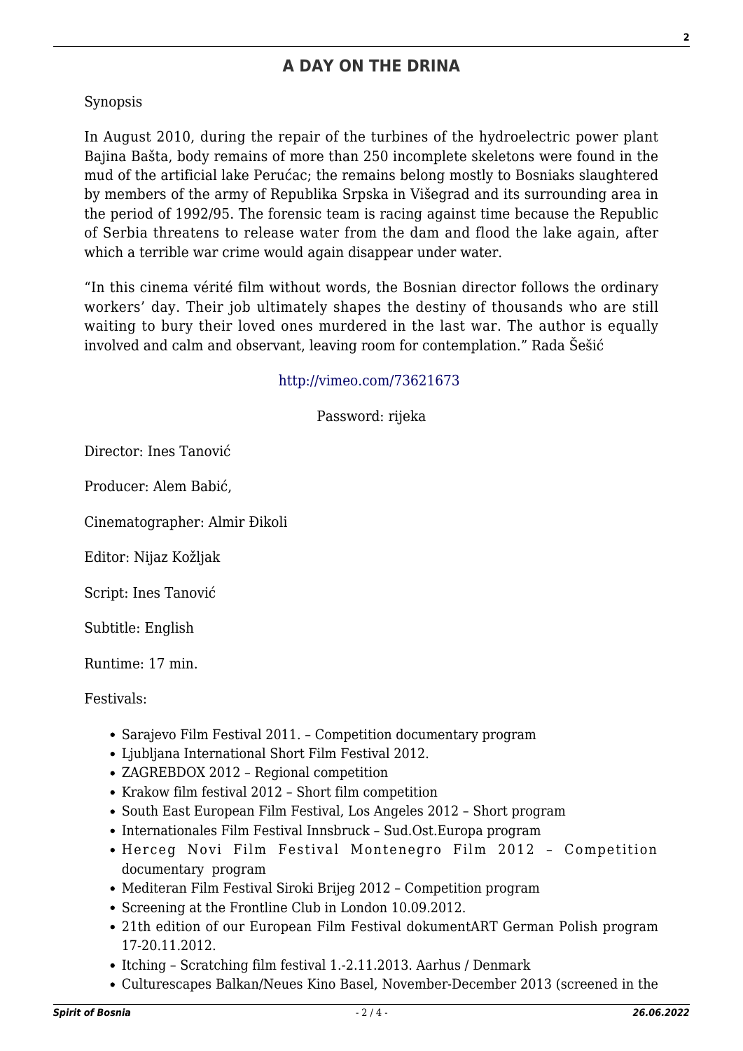## A DAY ON THE DRINA

Synopsis

In August 2010, during the repair of the turbines of the hydroelectric power plant Bajina Bašta, body remains of more than 250 incomplete skeletons were found in the mud of the artificial lake Perućac; the remains belong mostly to Bosniaks slaughtered by members of the army of Republika Srpska in Višegrad and its surrounding area in the period of 1992/95. The forensic team is racing against time because the Republic of Serbia threatens to release water from the dam and flood the lake again, after which a terrible war crime would again disappear under water.

"In this cinema vérité film without words, the Bosnian director follows the ordinary workers' day. Their job ultimately shapes the destiny of thousands who are still waiting to bury their loved ones murdered in the last war. The author is equally involved and calm and observant, leaving room for contemplation." Rada Šešić

http://vimeo.com/73621673

Password: rijeka

Director: Ines Tanović

Producer: Alem Babić,

Cinematographer: Almir Đikoli

Editor: Nijaz Kožljak

Script: Ines Tanović

Subtitle: English

Runtime: 17 min.

Festivals:

- Sarajevo Film Festival 2011. – Competition documentary program
- Ljubljana International Short Film Festival 2012.
- ZAGREBDOX 2012 – Regional competition
- Krakow film festival 2012 – Short film competition
- South East European Film Festival, Los Angeles 2012 – Short program
- Internationales Film Festival Innsbruck – Sud.Ost.Europa program
- Herceg Novi Film Festival Montenegro Film 2012 – Competition documentary program
- Mediteran Film Festival Siroki Brijeg 2012 – Competition program
- Screening at the Frontline Club in London 10.09.2012.
- 21th edition of our European Film Festival dokumentART German Polish program 17-20.11.2012.
- Itching – Scratching film festival 1.-2.11.2013. Aarhus / Denmark
- Culturescapes Balkan/Neues Kino Basel, November-December 2013 (screened in the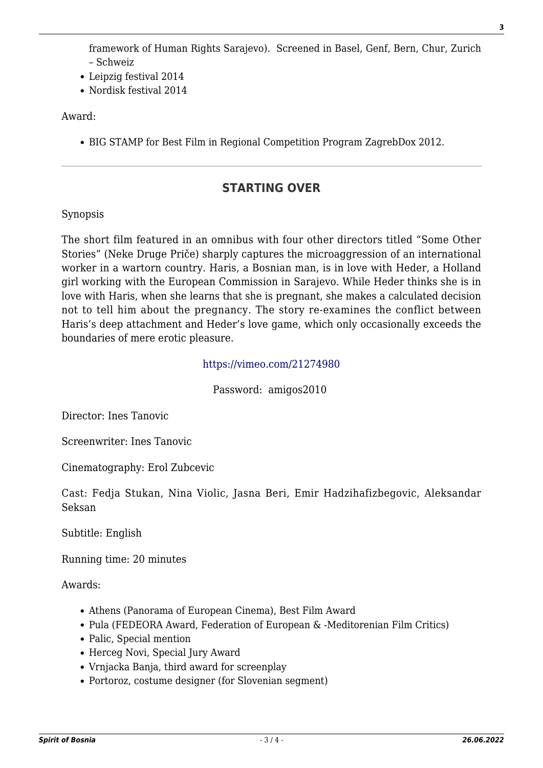framework of Human Rights Sarajevo). Screened in Basel, Genf, Bern, Chur, Zurich – Schweiz

- Leipzig festival 2014
- Nordisk festival 2014

Award:

- BIG STAMP for Best Film in Regional Competition Program ZagrebDox 2012.

---

## STARTING OVER

Synopsis

The short film featured in an omnibus with four other directors titled "Some Other Stories" (Neke Druge Priče) sharply captures the microaggression of an international worker in a wartorn country. Haris, a Bosnian man, is in love with Heder, a Holland girl working with the European Commission in Sarajevo. While Heder thinks she is in love with Haris, when she learns that she is pregnant, she makes a calculated decision not to tell him about the pregnancy. The story re-examines the conflict between Haris's deep attachment and Heder's love game, which only occasionally exceeds the boundaries of mere erotic pleasure.

https://vimeo.com/21274980

Password: amigos2010

Director: Ines Tanovic

Screenwriter: Ines Tanovic

Cinematography: Erol Zubcevic

Cast: Fedja Stukan, Nina Violic, Jasna Beri, Emir Hadzihafizbegovic, Aleksandar Seksan

Subtitle: English

Running time: 20 minutes

Awards:

- Athens (Panorama of European Cinema), Best Film Award
- Pula (FEDEORA Award, Federation of European & -Meditorenian Film Critics)
- Palic, Special mention
- Herceg Novi, Special Jury Award
- Vrnjacka Banja, third award for screenplay
- Portoroz, costume designer (for Slovenian segment)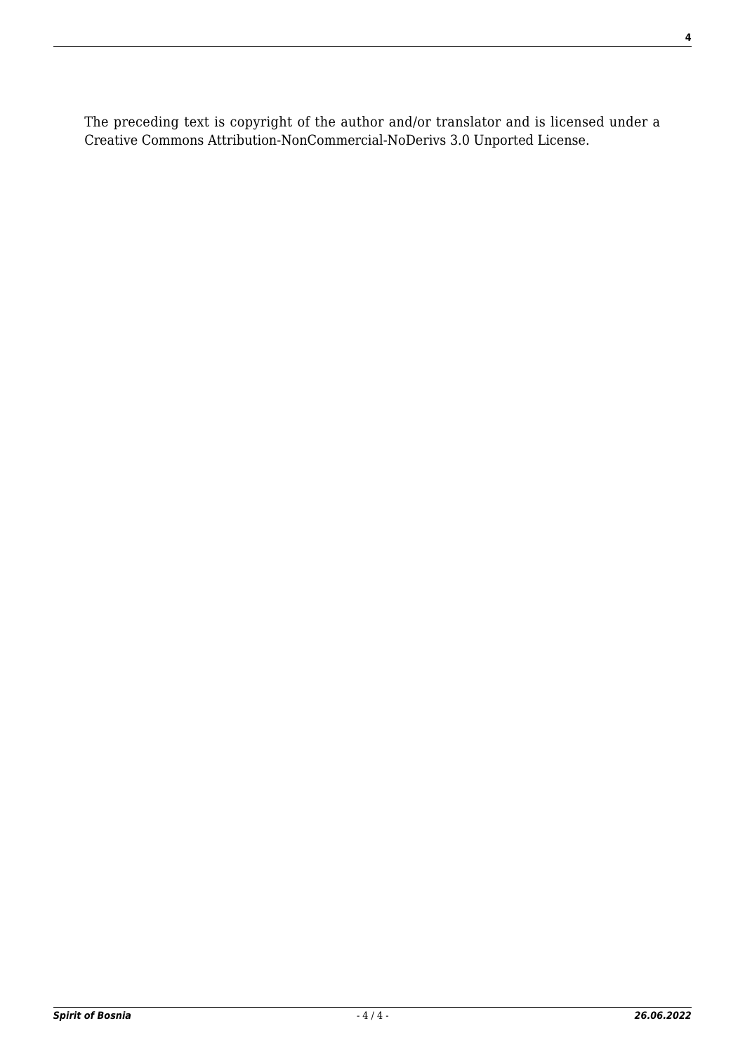The preceding text is copyright of the author and/or translator and is licensed under a Creative Commons Attribution-NonCommercial-NoDerivs 3.0 Unported License.